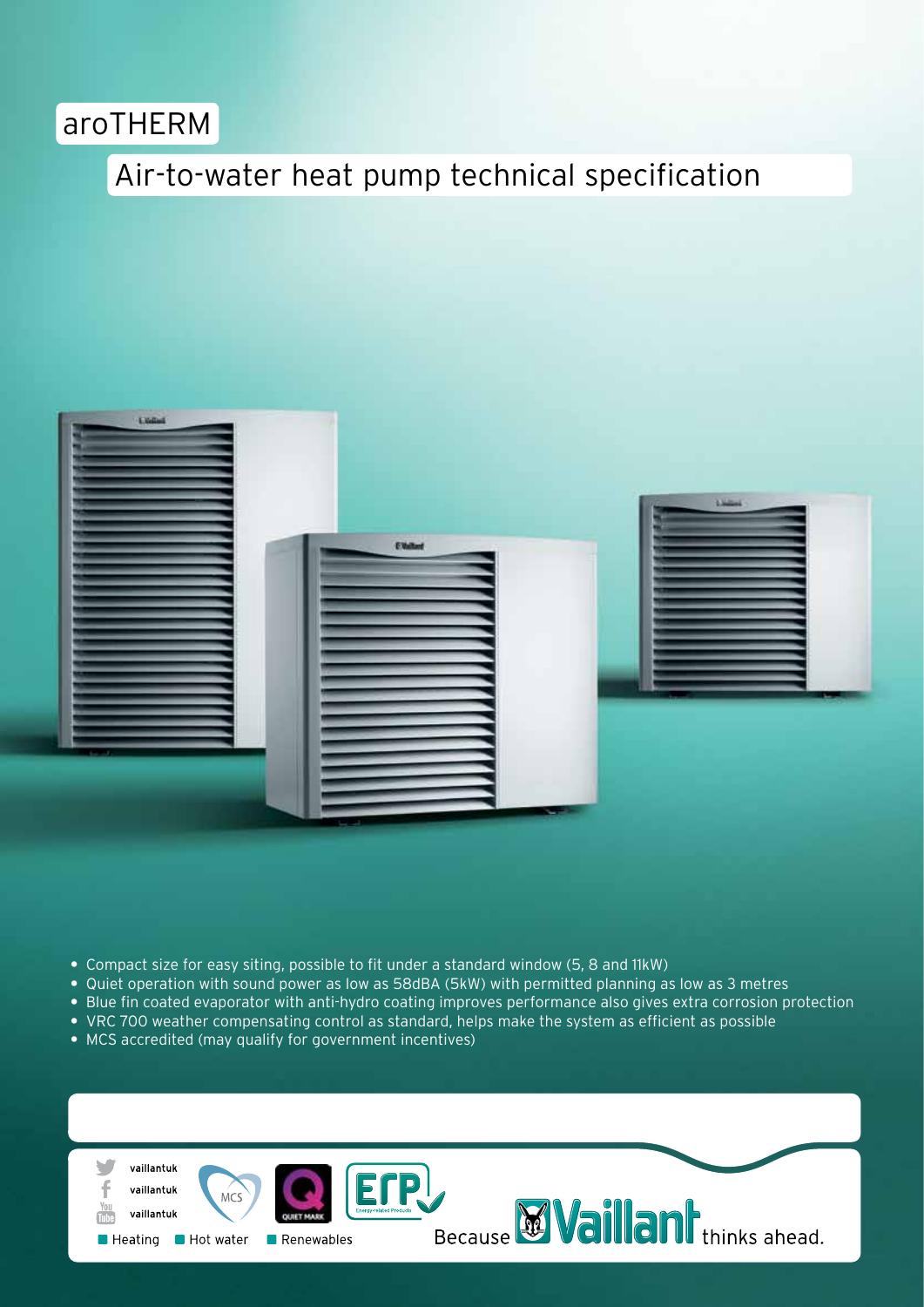# aroTHERM

## Air-to-water heat pump technical specification

- Compact size for easy siting, possible to fit under a standard window (5, 8 and 11kW)
- Quiet operation with sound power as low as 58dBA (5kW) with permitted planning as low as 3 metres
- Blue fin coated evaporator with anti-hydro coating improves performance also gives extra corrosion protection
- VRC 700 weather compensating control as standard, helps make the system as efficient as possible
- MCS accredited (may qualify for government incentives)

vaillantuk

vaillantuk

vaillantuk

Heating    Hot water    Renewables

Because Vaillant thinks ahead.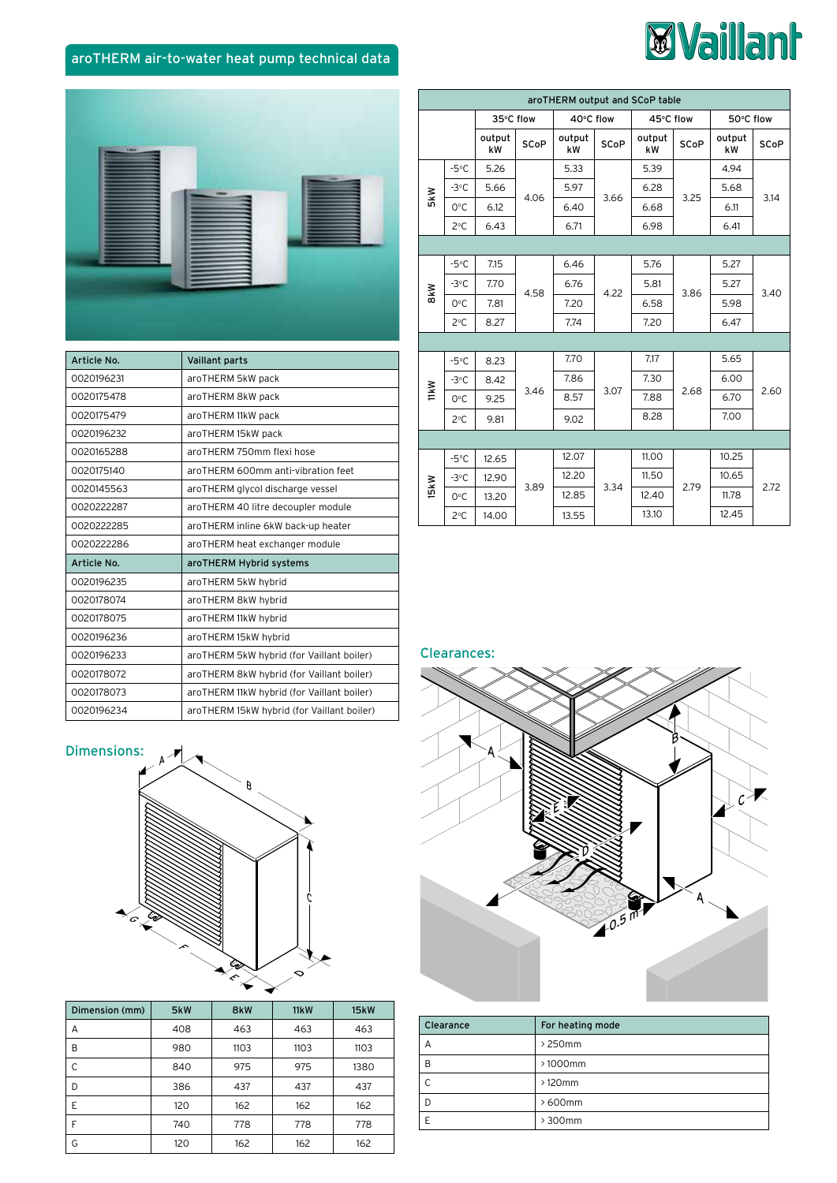## aroTHERM air-to-water heat pump technical data

| Article No. | Vaillant parts |
|---|---|
| 0020196231 | aroTHERM 5kW pack |
| 0020175478 | aroTHERM 8kW pack |
| 0020175479 | aroTHERM 11kW pack |
| 0020196232 | aroTHERM 15kW pack |
| 0020165288 | aroTHERM 750mm flexi hose |
| 0020175140 | aroTHERM 600mm anti-vibration feet |
| 0020145563 | aroTHERM glycol discharge vessel |
| 0020222287 | aroTHERM 40 litre decoupler module |
| 0020222285 | aroTHERM inline 6kW back-up heater |
| 0020222286 | aroTHERM heat exchanger module |
| **Article No.** | **aroTHERM Hybrid systems** |
| 0020196235 | aroTHERM 5kW hybrid |
| 0020178074 | aroTHERM 8kW hybrid |
| 0020178075 | aroTHERM 11kW hybrid |
| 0020196236 | aroTHERM 15kW hybrid |
| 0020196233 | aroTHERM 5kW hybrid (for Vaillant boiler) |
| 0020178072 | aroTHERM 8kW hybrid (for Vaillant boiler) |
| 0020178073 | aroTHERM 11kW hybrid (for Vaillant boiler) |
| 0020196234 | aroTHERM 15kW hybrid (for Vaillant boiler) |

### aroTHERM output and SCoP table

| | | 35°C flow | | 40°C flow | | 45°C flow | | 50°C flow | |
|---|---|---|---|---|---|---|---|---|---|
| | | output kW | SCoP | output kW | SCoP | output kW | SCoP | output kW | SCoP |
| 5kW | -5°C | 5.26 | 4.06 | 5.33 | 3.66 | 5.39 | 3.25 | 4.94 | 3.14 |
| | -3°C | 5.66 | | 5.97 | | 6.28 | | 5.68 | |
| | 0°C | 6.12 | | 6.40 | | 6.68 | | 6.11 | |
| | 2°C | 6.43 | | 6.71 | | 6.98 | | 6.41 | |
| 8kW | -5°C | 7.15 | 4.58 | 6.46 | 4.22 | 5.76 | 3.86 | 5.27 | 3.40 |
| | -3°C | 7.70 | | 6.76 | | 5.81 | | 5.27 | |
| | 0°C | 7.81 | | 7.20 | | 6.58 | | 5.98 | |
| | 2°C | 8.27 | | 7.74 | | 7.20 | | 6.47 | |
| 11kW | -5°C | 8.23 | 3.46 | 7.70 | 3.07 | 7.17 | 2.68 | 5.65 | 2.60 |
| | -3°C | 8.42 | | 7.86 | | 7.30 | | 6.00 | |
| | 0°C | 9.25 | | 8.57 | | 7.88 | | 6.70 | |
| | 2°C | 9.81 | | 9.02 | | 8.28 | | 7.00 | |
| 15kW | -5°C | 12.65 | 3.89 | 12.07 | 3.34 | 11.00 | 2.79 | 10.25 | 2.72 |
| | -3°C | 12.90 | | 12.20 | | 11.50 | | 10.65 | |
| | 0°C | 13.20 | | 12.85 | | 12.40 | | 11.78 | |
| | 2°C | 14.00 | | 13.55 | | 13.10 | | 12.45 | |

### Dimensions:

| Dimension (mm) | 5kW | 8kW | 11kW | 15kW |
|---|---|---|---|---|
| A | 408 | 463 | 463 | 463 |
| B | 980 | 1103 | 1103 | 1103 |
| C | 840 | 975 | 975 | 1380 |
| D | 386 | 437 | 437 | 437 |
| E | 120 | 162 | 162 | 162 |
| F | 740 | 778 | 778 | 778 |
| G | 120 | 162 | 162 | 162 |

### Clearances:

| Clearance | For heating mode |
|---|---|
| A | > 250mm |
| B | > 1000mm |
| C | > 120mm |
| D | > 600mm |
| E | > 300mm |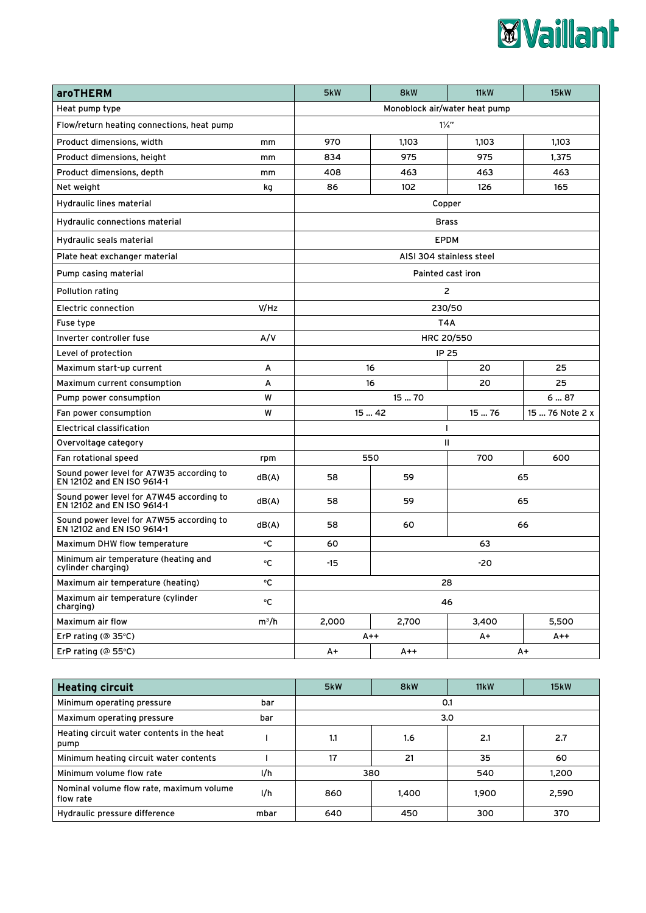| aroTHERM | | 5kW | 8kW | 11kW | 15kW |
|---|---|---|---|---|---|
| Heat pump type | | Monoblock air/water heat pump | | | |
| Flow/return heating connections, heat pump | | 1¼" | | | |
| Product dimensions, width | mm | 970 | 1,103 | 1,103 | 1,103 |
| Product dimensions, height | mm | 834 | 975 | 975 | 1,375 |
| Product dimensions, depth | mm | 408 | 463 | 463 | 463 |
| Net weight | kg | 86 | 102 | 126 | 165 |
| Hydraulic lines material | | Copper | | | |
| Hydraulic connections material | | Brass | | | |
| Hydraulic seals material | | EPDM | | | |
| Plate heat exchanger material | | AISI 304 stainless steel | | | |
| Pump casing material | | Painted cast iron | | | |
| Pollution rating | | 2 | | | |
| Electric connection | V/Hz | 230/50 | | | |
| Fuse type | | T4A | | | |
| Inverter controller fuse | A/V | HRC 20/550 | | | |
| Level of protection | | IP 25 | | | |
| Maximum start-up current | A | 16 | | 20 | 25 |
| Maximum current consumption | A | 16 | | 20 | 25 |
| Pump power consumption | W | 15 ... 70 | | | 6 ... 87 |
| Fan power consumption | W | 15 ... 42 | | 15 ... 76 | 15 ... 76 Note 2 x |
| Electrical classification | | I | | | |
| Overvoltage category | | II | | | |
| Fan rotational speed | rpm | 550 | | 700 | 600 |
| Sound power level for A7W35 according to EN 12102 and EN ISO 9614-1 | dB(A) | 58 | 59 | 65 | |
| Sound power level for A7W45 according to EN 12102 and EN ISO 9614-1 | dB(A) | 58 | 59 | 65 | |
| Sound power level for A7W55 according to EN 12102 and EN ISO 9614-1 | dB(A) | 58 | 60 | 66 | |
| Maximum DHW flow temperature | °C | 60 | 63 | | |
| Minimum air temperature (heating and cylinder charging) | °C | -15 | -20 | | |
| Maximum air temperature (heating) | °C | 28 | | | |
| Maximum air temperature (cylinder charging) | °C | 46 | | | |
| Maximum air flow | m³/h | 2,000 | 2,700 | 3,400 | 5,500 |
| ErP rating (@ 35°C) | | A++ | | A+ | A++ |
| ErP rating (@ 55°C) | | A+ | A++ | A+ | |

| Heating circuit | | 5kW | 8kW | 11kW | 15kW |
|---|---|---|---|---|---|
| Minimum operating pressure | bar | 0.1 | | | |
| Maximum operating pressure | bar | 3.0 | | | |
| Heating circuit water contents in the heat pump | l | 1.1 | 1.6 | 2.1 | 2.7 |
| Minimum heating circuit water contents | l | 17 | 21 | 35 | 60 |
| Minimum volume flow rate | l/h | 380 | | 540 | 1,200 |
| Nominal volume flow rate, maximum volume flow rate | l/h | 860 | 1,400 | 1,900 | 2,590 |
| Hydraulic pressure difference | mbar | 640 | 450 | 300 | 370 |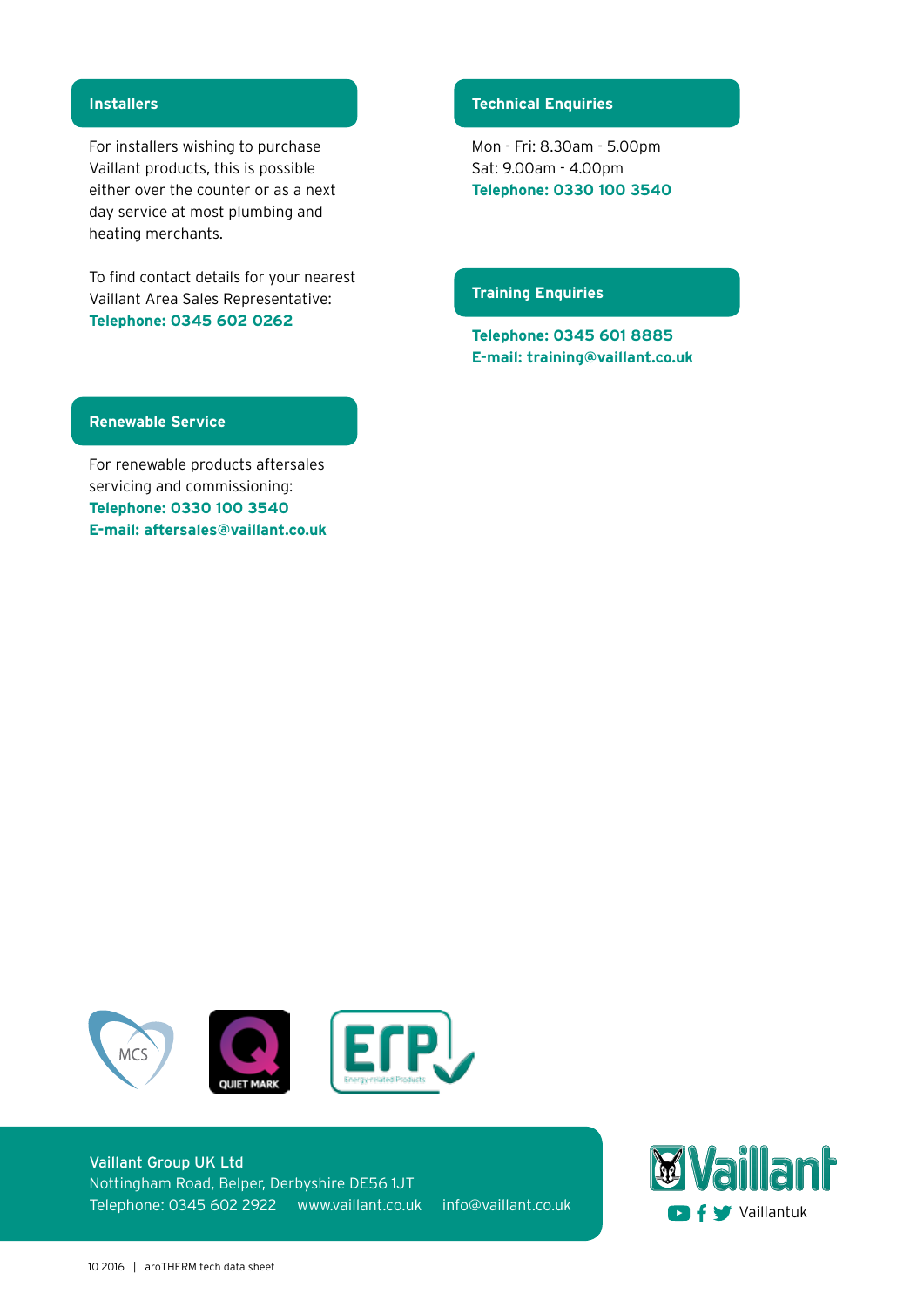## Installers

For installers wishing to purchase Vaillant products, this is possible either over the counter or as a next day service at most plumbing and heating merchants.

To find contact details for your nearest Vaillant Area Sales Representative:
**Telephone: 0345 602 0262**

## Technical Enquiries

Mon - Fri: 8.30am - 5.00pm
Sat: 9.00am - 4.00pm
**Telephone: 0330 100 3540**

## Training Enquiries

**Telephone: 0345 601 8885**
**E-mail: training@vaillant.co.uk**

## Renewable Service

For renewable products aftersales servicing and commissioning:
**Telephone: 0330 100 3540**
**E-mail: aftersales@vaillant.co.uk**

MCS

QUIET MARK

ErP Energy-related Products

Vaillant Group UK Ltd
Nottingham Road, Belper, Derbyshire DE56 1JT
Telephone: 0345 602 2922 www.vaillant.co.uk info@vaillant.co.uk

Vaillant

Vaillantuk

10 2016 | aroTHERM tech data sheet